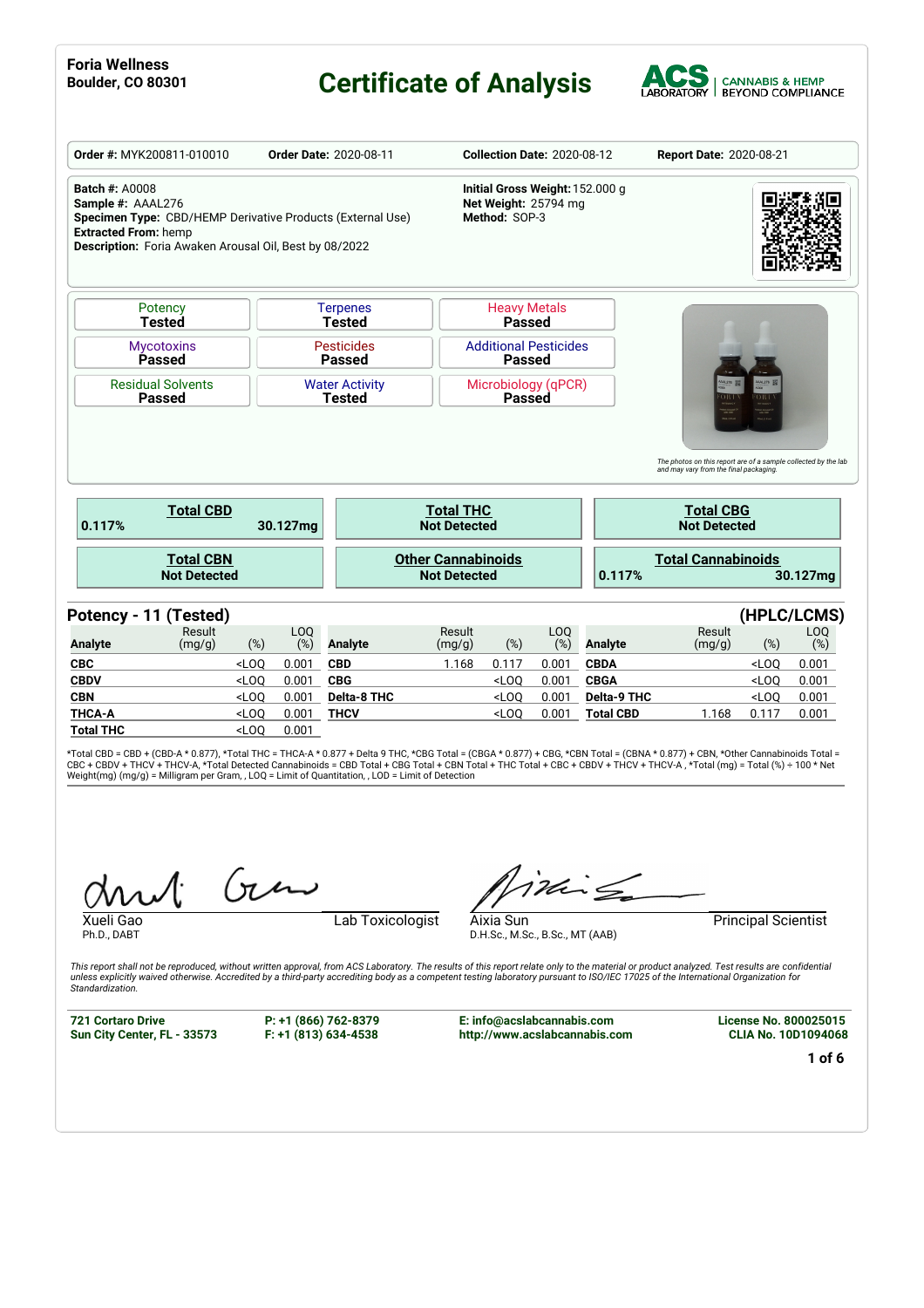**Foria Wellness**
**Boulder, CO 80301**

# Certificate of Analysis

ACS LABORATORY | CANNABIS & HEMP BEYOND COMPLIANCE

| **Order #:** MYK200811-010010 | **Order Date:** 2020-08-11 | **Collection Date:** 2020-08-12 | **Report Date:** 2020-08-21 |
|---|---|---|---|

**Batch #:** A0008
**Sample #:** AAAL276
**Specimen Type:** CBD/HEMP Derivative Products (External Use)
**Extracted From:** hemp
**Description:** Foria Awaken Arousal Oil, Best by 08/2022

**Initial Gross Weight:** 152.000 g
**Net Weight:** 25794 mg
**Method:** SOP-3

| | | |
|---|---|---|
| Potency **Tested** | Terpenes **Tested** | Heavy Metals **Passed** |
| Mycotoxins **Passed** | Pesticides **Passed** | Additional Pesticides **Passed** |
| Residual Solvents **Passed** | Water Activity **Tested** | Microbiology (qPCR) **Passed** |

*The photos on this report are of a sample collected by the lab and may vary from the final packaging.*

| **Total CBD** | **Total THC** | **Total CBG** |
|---|---|---|
| 0.117% 30.127mg | Not Detected | Not Detected |
| **Total CBN** | **Other Cannabinoids** | **Total Cannabinoids** |
| Not Detected | Not Detected | 0.117% 30.127mg |

## Potency - 11 (Tested) (HPLC/LCMS)

| Analyte | Result (mg/g) | (%) | LOQ (%) | Analyte | Result (mg/g) | (%) | LOQ (%) | Analyte | Result (mg/g) | (%) | LOQ (%) |
|---|---|---|---|---|---|---|---|---|---|---|---|
| **CBC** | | <LOQ | 0.001 | **CBD** | 1.168 | 0.117 | 0.001 | **CBDA** | | <LOQ | 0.001 |
| **CBDV** | | <LOQ | 0.001 | **CBG** | | <LOQ | 0.001 | **CBGA** | | <LOQ | 0.001 |
| **CBN** | | <LOQ | 0.001 | **Delta-8 THC** | | <LOQ | 0.001 | **Delta-9 THC** | | <LOQ | 0.001 |
| **THCA-A** | | <LOQ | 0.001 | **THCV** | | <LOQ | 0.001 | **Total CBD** | 1.168 | 0.117 | 0.001 |
| **Total THC** | | <LOQ | 0.001 | | | | | | | | |

*Total CBD = CBD + (CBD-A * 0.877), *Total THC = THCA-A * 0.877 + Delta 9 THC, *CBG Total = (CBGA * 0.877) + CBG, *CBN Total = (CBNA * 0.877) + CBN, *Other Cannabinoids Total = CBC + CBDV + THCV + THCV-A, *Total Detected Cannabinoids = CBD Total + CBG Total + CBN Total + THC Total + CBC + CBDV + THCV + THCV-A , *Total (mg) = Total (%) ÷ 100 * Net Weight(mg) (mg/g) = Milligram per Gram, , LOQ = Limit of Quantitation, , LOD = Limit of Detection

Xueli Gao
Ph.D., DABT
Lab Toxicologist

Aixia Sun
D.H.Sc., M.Sc., B.Sc., MT (AAB)
Principal Scientist

*This report shall not be reproduced, without written approval, from ACS Laboratory. The results of this report relate only to the material or product analyzed. Test results are confidential unless explicitly waived otherwise. Accredited by a third-party accrediting body as a competent testing laboratory pursuant to ISO/IEC 17025 of the International Organization for Standardization.*

**721 Cortaro Drive**
**Sun City Center, FL - 33573**
**P: +1 (866) 762-8379**
**F: +1 (813) 634-4538**
**E: info@acslabcannabis.com**
**http://www.acslabcannabis.com**
**License No. 800025015**
**CLIA No. 10D1094068**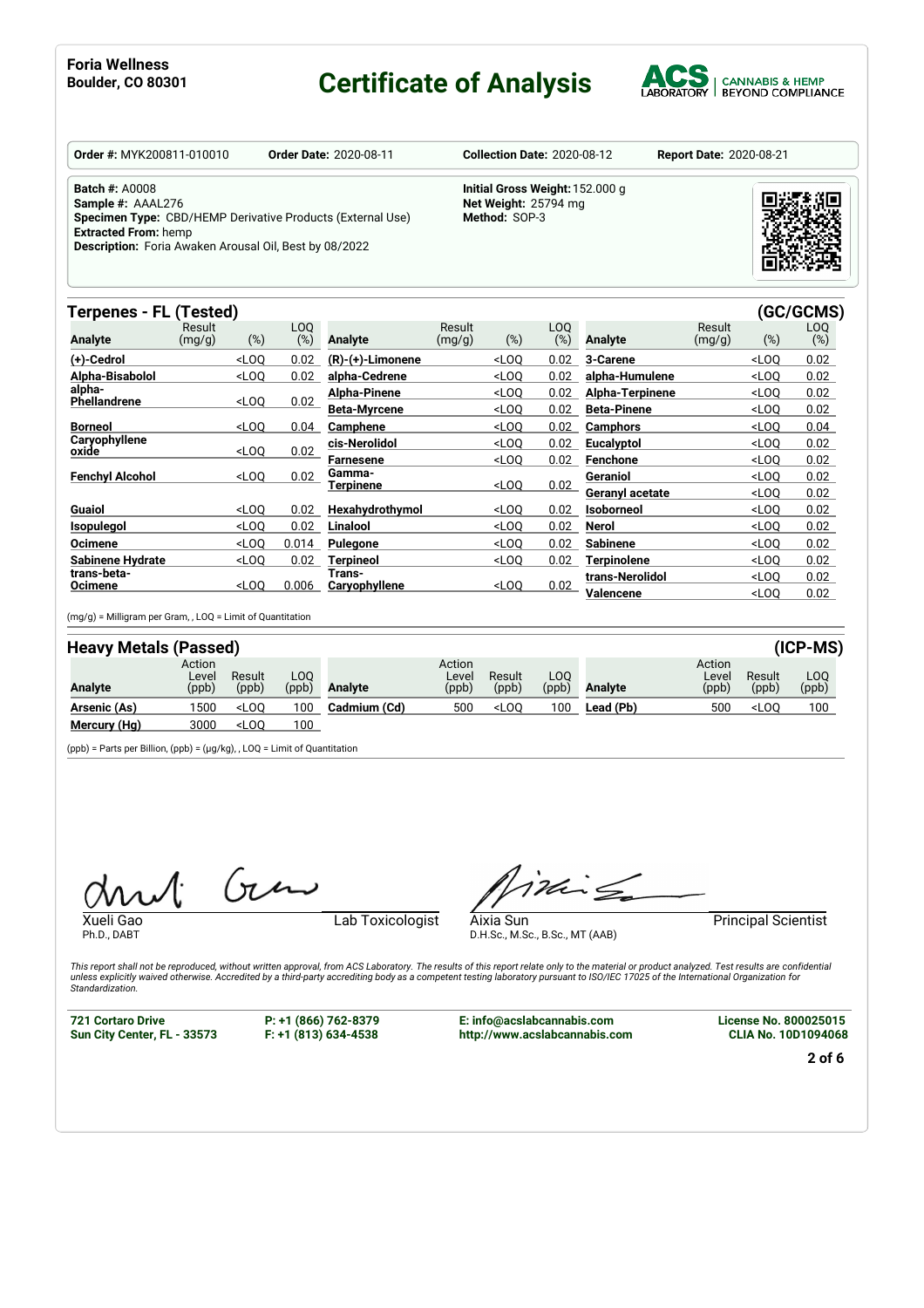**Foria Wellness**
**Boulder, CO 80301**

# Certificate of Analysis

ACS LABORATORY | CANNABIS & HEMP BEYOND COMPLIANCE

**Order #:** MYK200811-010010 **Order Date:** 2020-08-11 **Collection Date:** 2020-08-12 **Report Date:** 2020-08-21

**Batch #:** A0008
**Sample #:** AAAL276
**Specimen Type:** CBD/HEMP Derivative Products (External Use)
**Extracted From:** hemp
**Description:** Foria Awaken Arousal Oil, Best by 08/2022

**Initial Gross Weight:** 152.000 g
**Net Weight:** 25794 mg
**Method:** SOP-3

## Terpenes - FL (Tested) (GC/GCMS)

| Analyte | Result (mg/g) | (%) | LOQ (%) | Analyte | Result (mg/g) | (%) | LOQ (%) | Analyte | Result (mg/g) | (%) | LOQ (%) |
|---|---|---|---|---|---|---|---|---|---|---|---|
| (+)-Cedrol | | <LOQ | 0.02 | (R)-(+)-Limonene | | <LOQ | 0.02 | 3-Carene | | <LOQ | 0.02 |
| Alpha-Bisabolol | | <LOQ | 0.02 | alpha-Cedrene | | <LOQ | 0.02 | alpha-Humulene | | <LOQ | 0.02 |
| alpha-Phellandrene | | <LOQ | 0.02 | Alpha-Pinene | | <LOQ | 0.02 | Alpha-Terpinene | | <LOQ | 0.02 |
| | | | | Beta-Myrcene | | <LOQ | 0.02 | Beta-Pinene | | <LOQ | 0.02 |
| Borneol | | <LOQ | 0.04 | Camphene | | <LOQ | 0.02 | Camphors | | <LOQ | 0.04 |
| Caryophyllene oxide | | <LOQ | 0.02 | cis-Nerolidol | | <LOQ | 0.02 | Eucalyptol | | <LOQ | 0.02 |
| | | | | Farnesene | | <LOQ | 0.02 | Fenchone | | <LOQ | 0.02 |
| Fenchyl Alcohol | | <LOQ | 0.02 | Gamma-Terpinene | | <LOQ | 0.02 | Geraniol | | <LOQ | 0.02 |
| | | | | | | | | Geranyl acetate | | <LOQ | 0.02 |
| Guaiol | | <LOQ | 0.02 | Hexahydrothymol | | <LOQ | 0.02 | Isoborneol | | <LOQ | 0.02 |
| Isopulegol | | <LOQ | 0.02 | Linalool | | <LOQ | 0.02 | Nerol | | <LOQ | 0.02 |
| Ocimene | | <LOQ | 0.014 | Pulegone | | <LOQ | 0.02 | Sabinene | | <LOQ | 0.02 |
| Sabinene Hydrate | | <LOQ | 0.02 | Terpineol | | <LOQ | 0.02 | Terpinolene | | <LOQ | 0.02 |
| trans-beta-Ocimene | | <LOQ | 0.006 | Trans-Caryophyllene | | <LOQ | 0.02 | trans-Nerolidol | | <LOQ | 0.02 |
| | | | | | | | | Valencene | | <LOQ | 0.02 |

(mg/g) = Milligram per Gram, , LOQ = Limit of Quantitation

## Heavy Metals (Passed) (ICP-MS)

| Analyte | Action Level (ppb) | Result (ppb) | LOQ (ppb) | Analyte | Action Level (ppb) | Result (ppb) | LOQ (ppb) | Analyte | Action Level (ppb) | Result (ppb) | LOQ (ppb) |
|---|---|---|---|---|---|---|---|---|---|---|---|
| Arsenic (As) | 1500 | <LOQ | 100 | Cadmium (Cd) | 500 | <LOQ | 100 | Lead (Pb) | 500 | <LOQ | 100 |
| Mercury (Hg) | 3000 | <LOQ | 100 | | | | | | | | |

(ppb) = Parts per Billion, (ppb) = (µg/kg), , LOQ = Limit of Quantitation

Xueli Gao
Ph.D., DABT
Lab Toxicologist

Aixia Sun
D.H.Sc., M.Sc., B.Sc., MT (AAB)
Principal Scientist

*This report shall not be reproduced, without written approval, from ACS Laboratory. The results of this report relate only to the material or product analyzed. Test results are confidential unless explicitly waived otherwise. Accredited by a third-party accrediting body as a competent testing laboratory pursuant to ISO/IEC 17025 of the International Organization for Standardization.*

**721 Cortaro Drive**
**Sun City Center, FL - 33573**

**P: +1 (866) 762-8379**
**F: +1 (813) 634-4538**

**E: info@acslabcannabis.com**
**http://www.acslabcannabis.com**

**License No. 800025015**
**CLIA No. 10D1094068**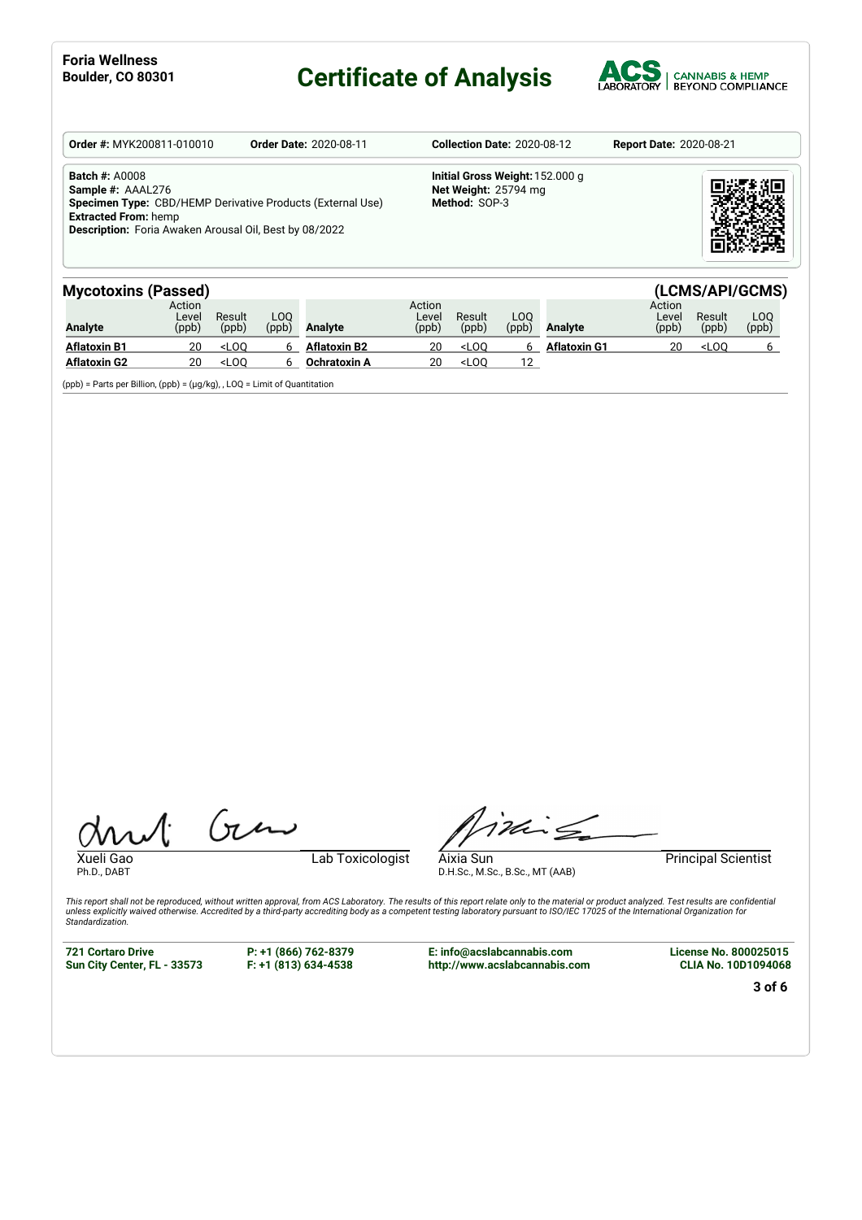**Foria Wellness**
**Boulder, CO 80301**

# Certificate of Analysis

ACS LABORATORY | CANNABIS & HEMP BEYOND COMPLIANCE

**Order #:** MYK200811-010010 **Order Date:** 2020-08-11 **Collection Date:** 2020-08-12 **Report Date:** 2020-08-21

**Batch #:** A0008
**Sample #:** AAAL276
**Specimen Type:** CBD/HEMP Derivative Products (External Use)
**Extracted From:** hemp
**Description:** Foria Awaken Arousal Oil, Best by 08/2022

**Initial Gross Weight:** 152.000 g
**Net Weight:** 25794 mg
**Method:** SOP-3

## Mycotoxins (Passed) (LCMS/API/GCMS)

| Analyte | Action Level (ppb) | Result (ppb) | LOQ (ppb) | Analyte | Action Level (ppb) | Result (ppb) | LOQ (ppb) | Analyte | Action Level (ppb) | Result (ppb) | LOQ (ppb) |
|---|---|---|---|---|---|---|---|---|---|---|---|
| **Aflatoxin B1** | 20 | <LOQ | 6 | **Aflatoxin B2** | 20 | <LOQ | 6 | **Aflatoxin G1** | 20 | <LOQ | 6 |
| **Aflatoxin G2** | 20 | <LOQ | 6 | **Ochratoxin A** | 20 | <LOQ | 12 | | | | |

(ppb) = Parts per Billion, (ppb) = (µg/kg), , LOQ = Limit of Quantitation

Xueli Gao
Ph.D., DABT
Lab Toxicologist

Aixia Sun
D.H.Sc., M.Sc., B.Sc., MT (AAB)
Principal Scientist

*This report shall not be reproduced, without written approval, from ACS Laboratory. The results of this report relate only to the material or product analyzed. Test results are confidential unless explicitly waived otherwise. Accredited by a third-party accrediting body as a competent testing laboratory pursuant to ISO/IEC 17025 of the International Organization for Standardization.*

**721 Cortaro Drive**
**Sun City Center, FL - 33573**

**P: +1 (866) 762-8379**
**F: +1 (813) 634-4538**

**E: info@acslabcannabis.com**
**http://www.acslabcannabis.com**

**License No. 800025015**
**CLIA No. 10D1094068**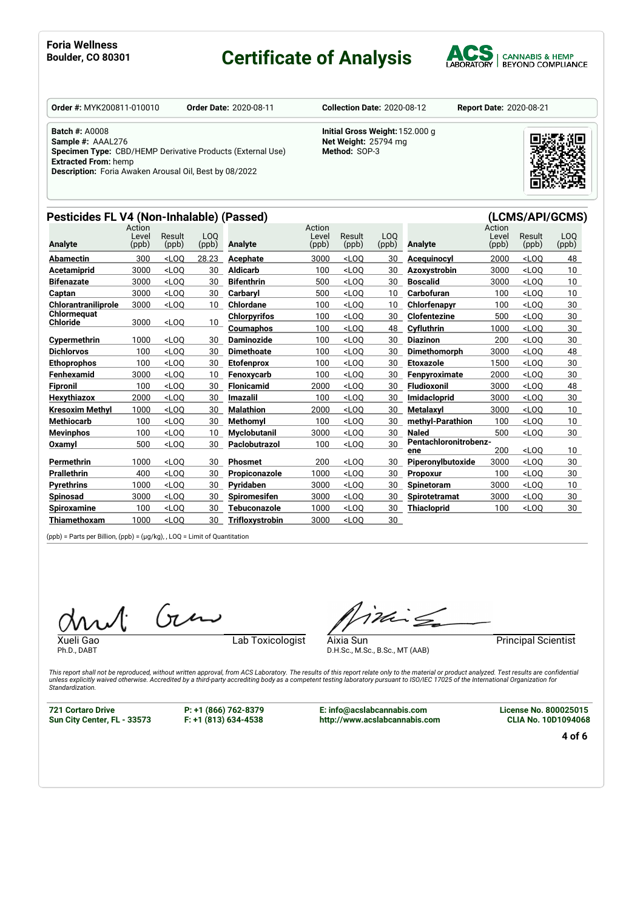Foria Wellness
Boulder, CO 80301

# Certificate of Analysis

ACS LABORATORY | CANNABIS & HEMP BEYOND COMPLIANCE

**Order #:** MYK200811-010010 **Order Date:** 2020-08-11 **Collection Date:** 2020-08-12 **Report Date:** 2020-08-21

**Batch #:** A0008
**Sample #:** AAAL276
**Specimen Type:** CBD/HEMP Derivative Products (External Use)
**Extracted From:** hemp
**Description:** Foria Awaken Arousal Oil, Best by 08/2022

**Initial Gross Weight:** 152.000 g
**Net Weight:** 25794 mg
**Method:** SOP-3

## Pesticides FL V4 (Non-Inhalable) (Passed) (LCMS/API/GCMS)

| Analyte | Action Level (ppb) | Result (ppb) | LOQ (ppb) | Analyte | Action Level (ppb) | Result (ppb) | LOQ (ppb) | Analyte | Action Level (ppb) | Result (ppb) | LOQ (ppb) |
|---|---|---|---|---|---|---|---|---|---|---|---|
| Abamectin | 300 | <LOQ | 28.23 | Acephate | 3000 | <LOQ | 30 | Acequinocyl | 2000 | <LOQ | 48 |
| Acetamiprid | 3000 | <LOQ | 30 | Aldicarb | 100 | <LOQ | 30 | Azoxystrobin | 3000 | <LOQ | 10 |
| Bifenazate | 3000 | <LOQ | 30 | Bifenthrin | 500 | <LOQ | 30 | Boscalid | 3000 | <LOQ | 10 |
| Captan | 3000 | <LOQ | 30 | Carbaryl | 500 | <LOQ | 10 | Carbofuran | 100 | <LOQ | 10 |
| Chlorantraniliprole | 3000 | <LOQ | 10 | Chlordane | 100 | <LOQ | 10 | Chlorfenapyr | 100 | <LOQ | 30 |
| Chlormequat Chloride | 3000 | <LOQ | 10 | Chlorpyrifos | 100 | <LOQ | 30 | Clofentezine | 500 | <LOQ | 30 |
| | | | | Coumaphos | 100 | <LOQ | 48 | Cyfluthrin | 1000 | <LOQ | 30 |
| Cypermethrin | 1000 | <LOQ | 30 | Daminozide | 100 | <LOQ | 30 | Diazinon | 200 | <LOQ | 30 |
| Dichlorvos | 100 | <LOQ | 30 | Dimethoate | 100 | <LOQ | 30 | Dimethomorph | 3000 | <LOQ | 48 |
| Ethoprophos | 100 | <LOQ | 30 | Etofenprox | 100 | <LOQ | 30 | Etoxazole | 1500 | <LOQ | 30 |
| Fenhexamid | 3000 | <LOQ | 10 | Fenoxycarb | 100 | <LOQ | 30 | Fenpyroximate | 2000 | <LOQ | 30 |
| Fipronil | 100 | <LOQ | 30 | Flonicamid | 2000 | <LOQ | 30 | Fludioxonil | 3000 | <LOQ | 48 |
| Hexythiazox | 2000 | <LOQ | 30 | Imazalil | 100 | <LOQ | 30 | Imidacloprid | 3000 | <LOQ | 30 |
| Kresoxim Methyl | 1000 | <LOQ | 30 | Malathion | 2000 | <LOQ | 30 | Metalaxyl | 3000 | <LOQ | 10 |
| Methiocarb | 100 | <LOQ | 30 | Methomyl | 100 | <LOQ | 30 | methyl-Parathion | 100 | <LOQ | 10 |
| Mevinphos | 100 | <LOQ | 10 | Myclobutanil | 3000 | <LOQ | 30 | Naled | 500 | <LOQ | 30 |
| Oxamyl | 500 | <LOQ | 30 | Paclobutrazol | 100 | <LOQ | 30 | Pentachloronitrobenzene | 200 | <LOQ | 10 |
| Permethrin | 1000 | <LOQ | 30 | Phosmet | 200 | <LOQ | 30 | Piperonylbutoxide | 3000 | <LOQ | 30 |
| Prallethrin | 400 | <LOQ | 30 | Propiconazole | 1000 | <LOQ | 30 | Propoxur | 100 | <LOQ | 30 |
| Pyrethrins | 1000 | <LOQ | 30 | Pyridaben | 3000 | <LOQ | 30 | Spinetoram | 3000 | <LOQ | 10 |
| Spinosad | 3000 | <LOQ | 30 | Spiromesifen | 3000 | <LOQ | 30 | Spirotetramat | 3000 | <LOQ | 30 |
| Spiroxamine | 100 | <LOQ | 30 | Tebuconazole | 1000 | <LOQ | 30 | Thiacloprid | 100 | <LOQ | 30 |
| Thiamethoxam | 1000 | <LOQ | 30 | Trifloxystrobin | 3000 | <LOQ | 30 | | | | |

(ppb) = Parts per Billion, (ppb) = (µg/kg), , LOQ = Limit of Quantitation

Xueli Gao
Ph.D., DABT
Lab Toxicologist

Aixia Sun
D.H.Sc., M.Sc., B.Sc., MT (AAB)
Principal Scientist

*This report shall not be reproduced, without written approval, from ACS Laboratory. The results of this report relate only to the material or product analyzed. Test results are confidential unless explicitly waived otherwise. Accredited by a third-party accrediting body as a competent testing laboratory pursuant to ISO/IEC 17025 of the International Organization for Standardization.*

**721 Cortaro Drive**
**Sun City Center, FL - 33573**

**P: +1 (866) 762-8379**
**F: +1 (813) 634-4538**

**E: info@acslabcannabis.com**
**http://www.acslabcannabis.com**

**License No. 800025015**
**CLIA No. 10D1094068**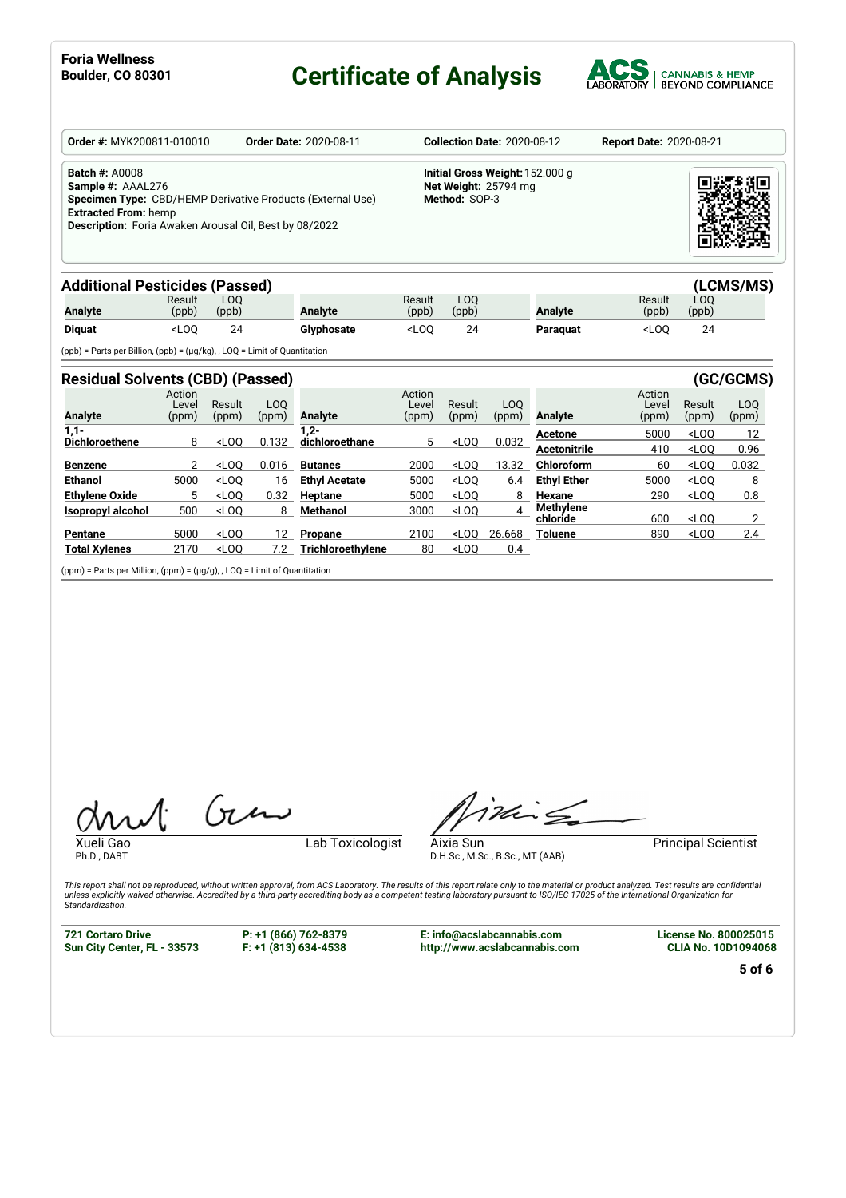**Foria Wellness**
**Boulder, CO 80301**

# Certificate of Analysis

ACS LABORATORY | CANNABIS & HEMP BEYOND COMPLIANCE

| **Order #:** MYK200811-010010 | **Order Date:** 2020-08-11 | **Collection Date:** 2020-08-12 | **Report Date:** 2020-08-21 |
|---|---|---|---|

**Batch #:** A0008
**Sample #:** AAAL276
**Specimen Type:** CBD/HEMP Derivative Products (External Use)
**Extracted From:** hemp
**Description:** Foria Awaken Arousal Oil, Best by 08/2022

**Initial Gross Weight:** 152.000 g
**Net Weight:** 25794 mg
**Method:** SOP-3

## Additional Pesticides (Passed) (LCMS/MS)

| Analyte | Result (ppb) | LOQ (ppb) | Analyte | Result (ppb) | LOQ (ppb) | Analyte | Result (ppb) | LOQ (ppb) |
|---|---|---|---|---|---|---|---|---|
| **Diquat** | <LOQ | 24 | **Glyphosate** | <LOQ | 24 | **Paraquat** | <LOQ | 24 |

(ppb) = Parts per Billion, (ppb) = (µg/kg), , LOQ = Limit of Quantitation

## Residual Solvents (CBD) (Passed) (GC/GCMS)

| Analyte | Action Level (ppm) | Result (ppm) | LOQ (ppm) | Analyte | Action Level (ppm) | Result (ppm) | LOQ (ppm) | Analyte | Action Level (ppm) | Result (ppm) | LOQ (ppm) |
|---|---|---|---|---|---|---|---|---|---|---|---|
| **1,1-Dichloroethene** | 8 | <LOQ | 0.132 | **1,2-dichloroethane** | 5 | <LOQ | 0.032 | **Acetone** | 5000 | <LOQ | 12 |
| | | | | | | | | **Acetonitrile** | 410 | <LOQ | 0.96 |
| **Benzene** | 2 | <LOQ | 0.016 | **Butanes** | 2000 | <LOQ | 13.32 | **Chloroform** | 60 | <LOQ | 0.032 |
| **Ethanol** | 5000 | <LOQ | 16 | **Ethyl Acetate** | 5000 | <LOQ | 6.4 | **Ethyl Ether** | 5000 | <LOQ | 8 |
| **Ethylene Oxide** | 5 | <LOQ | 0.32 | **Heptane** | 5000 | <LOQ | 8 | **Hexane** | 290 | <LOQ | 0.8 |
| **Isopropyl alcohol** | 500 | <LOQ | 8 | **Methanol** | 3000 | <LOQ | 4 | **Methylene chloride** | 600 | <LOQ | 2 |
| **Pentane** | 5000 | <LOQ | 12 | **Propane** | 2100 | <LOQ | 26.668 | **Toluene** | 890 | <LOQ | 2.4 |
| **Total Xylenes** | 2170 | <LOQ | 7.2 | **Trichloroethylene** | 80 | <LOQ | 0.4 | | | | |

(ppm) = Parts per Million, (ppm) = (µg/g), , LOQ = Limit of Quantitation

Xueli Gao
Ph.D., DABT
Lab Toxicologist

Aixia Sun
D.H.Sc., M.Sc., B.Sc., MT (AAB)
Principal Scientist

*This report shall not be reproduced, without written approval, from ACS Laboratory. The results of this report relate only to the material or product analyzed. Test results are confidential unless explicitly waived otherwise. Accredited by a third-party accrediting body as a competent testing laboratory pursuant to ISO/IEC 17025 of the International Organization for Standardization.*

**721 Cortaro Drive**
**Sun City Center, FL - 33573**

**P: +1 (866) 762-8379**
**F: +1 (813) 634-4538**

**E: info@acslabcannabis.com**
**http://www.acslabcannabis.com**

**License No. 800025015**
**CLIA No. 10D1094068**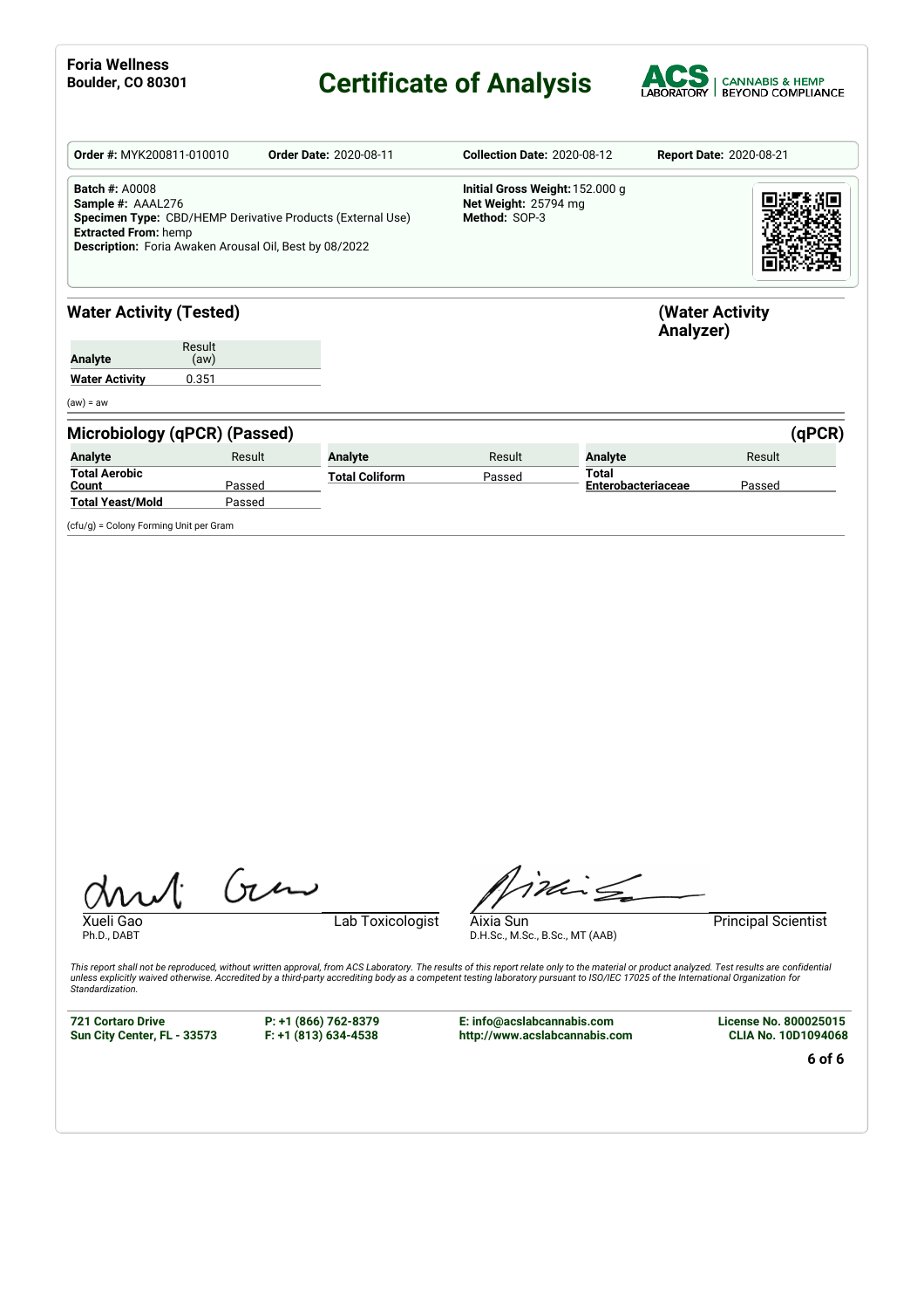**Foria Wellness**
**Boulder, CO 80301**

# Certificate of Analysis

ACS LABORATORY | CANNABIS & HEMP BEYOND COMPLIANCE

**Order #:** MYK200811-010010 **Order Date:** 2020-08-11 **Collection Date:** 2020-08-12 **Report Date:** 2020-08-21

**Batch #:** A0008
**Sample #:** AAAL276
**Specimen Type:** CBD/HEMP Derivative Products (External Use)
**Extracted From:** hemp
**Description:** Foria Awaken Arousal Oil, Best by 08/2022

**Initial Gross Weight:** 152.000 g
**Net Weight:** 25794 mg
**Method:** SOP-3

## Water Activity (Tested)

(Water Activity Analyzer)

| Analyte | Result (aw) |
|---|---|
| Water Activity | 0.351 |

(aw) = aw

## Microbiology (qPCR) (Passed)

(qPCR)

| Analyte | Result | Analyte | Result | Analyte | Result |
|---|---|---|---|---|---|
| Total Aerobic Count | Passed | Total Coliform | Passed | Total Enterobacteriaceae | Passed |
| Total Yeast/Mold | Passed | | | | |

(cfu/g) = Colony Forming Unit per Gram

Xueli Gao
Ph.D., DABT
Lab Toxicologist

Aixia Sun
D.H.Sc., M.Sc., B.Sc., MT (AAB)
Principal Scientist

*This report shall not be reproduced, without written approval, from ACS Laboratory. The results of this report relate only to the material or product analyzed. Test results are confidential unless explicitly waived otherwise. Accredited by a third-party accrediting body as a competent testing laboratory pursuant to ISO/IEC 17025 of the International Organization for Standardization.*

**721 Cortaro Drive**
**Sun City Center, FL - 33573**

**P: +1 (866) 762-8379**
**F: +1 (813) 634-4538**

**E: info@acslabcannabis.com**
**http://www.acslabcannabis.com**

**License No. 800025015**
**CLIA No. 10D1094068**